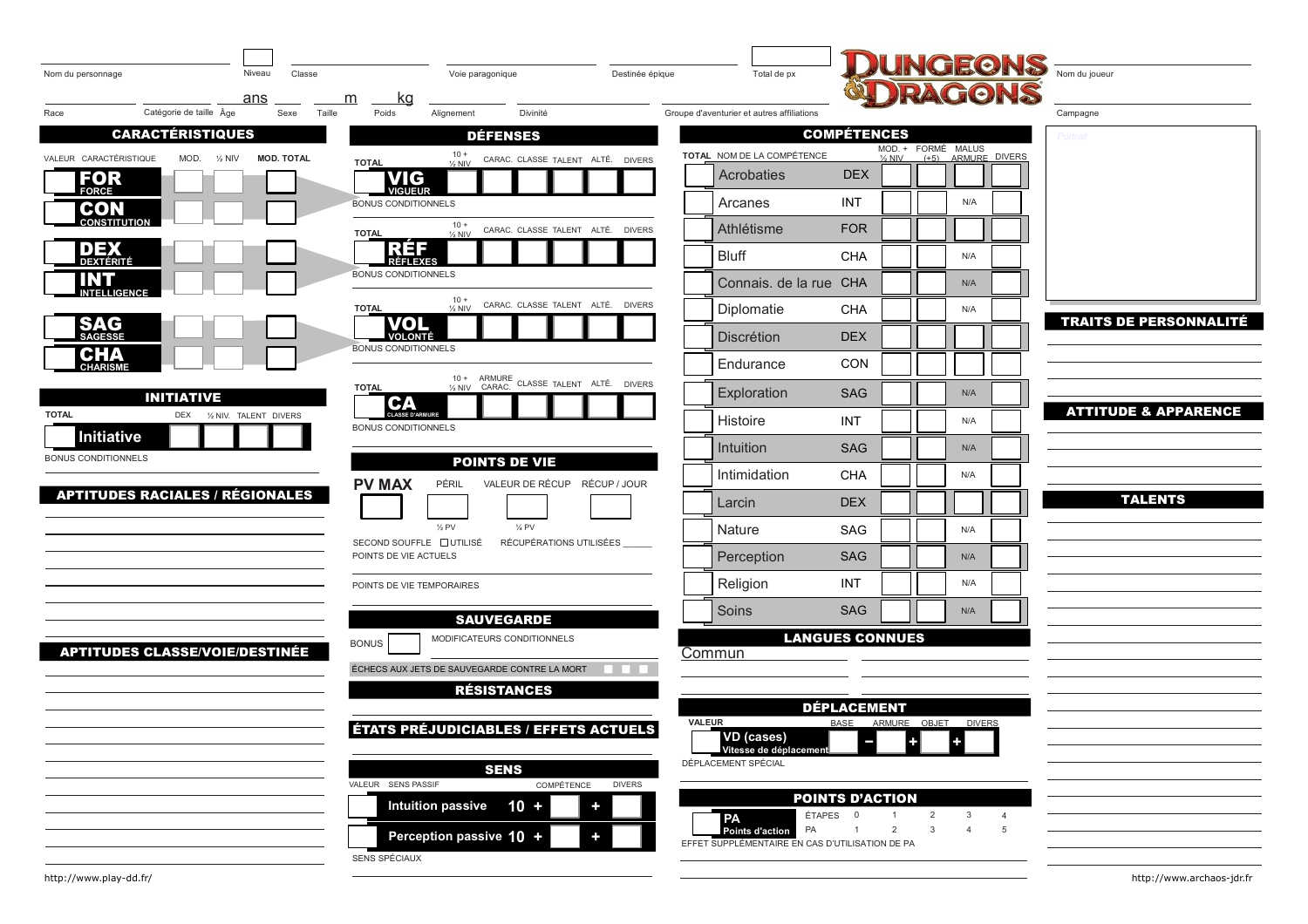Nom du personnage | Niveau | Classe | Voie paragonique | Destinée épique | Total de px

DUNGEONS & DRAGONS

Nom du joueur

Race | Catégorie de taille | Âge ans | Sexe | Taille m | Poids kg | Alignement | Divinité | Groupe d'aventurier et autres affiliations

Campagne

## CARACTÉRISTIQUES

| VALEUR | CARACTÉRISTIQUE | MOD. | ½ NIV | MOD. TOTAL |
|---|---|---|---|---|
| | FOR FORCE | | | |
| | CON CONSTITUTION | | | |
| | DEX DEXTÉRITÉ | | | |
| | INT INTELLIGENCE | | | |
| | SAG SAGESSE | | | |
| | CHA CHARISME | | | |

## INITIATIVE

| TOTAL | | DEX | ½ NIV. | TALENT | DIVERS |
|---|---|---|---|---|---|
| | Initiative | | | | |

BONUS CONDITIONNELS

## APTITUDES RACIALES / RÉGIONALES

## APTITUDES CLASSE/VOIE/DESTINÉE

## DÉFENSES

| TOTAL | | 10 + ½ NIV | CARAC. | CLASSE | TALENT | ALTÉ. | DIVERS |
|---|---|---|---|---|---|---|---|
| | VIG VIGUEUR | | | | | | |

BONUS CONDITIONNELS

| TOTAL | | 10 + ½ NIV | CARAC. | CLASSE | TALENT | ALTÉ. | DIVERS |
|---|---|---|---|---|---|---|---|
| | RÉF RÉFLEXES | | | | | | |

BONUS CONDITIONNELS

| TOTAL | | 10 + ½ NIV | CARAC. | CLASSE | TALENT | ALTÉ. | DIVERS |
|---|---|---|---|---|---|---|---|
| | VOL VOLONTÉ | | | | | | |

BONUS CONDITIONNELS

| TOTAL | | 10 + ½ NIV | ARMURE CARAC. | CLASSE | TALENT | ALTÉ. | DIVERS |
|---|---|---|---|---|---|---|---|
| | CA CLASSE D'ARMURE | | | | | | |

BONUS CONDITIONNELS

## POINTS DE VIE

| PV MAX | PÉRIL | VALEUR DE RÉCUP | RÉCUP / JOUR |
|---|---|---|---|
| | ½ PV | ¼ PV | |

SECOND SOUFFLE ☐ UTILISÉ | RÉCUPÉRATIONS UTILISÉES ______

POINTS DE VIE ACTUELS

POINTS DE VIE TEMPORAIRES

## SAUVEGARDE

BONUS | MODIFICATEURS CONDITIONNELS

ÉCHECS AUX JETS DE SAUVEGARDE CONTRE LA MORT ☐ ☐ ☐

## RÉSISTANCE

## ÉTATS PRÉJUDICIABLES / EFFETS ACTUELS

## SENS

| VALEUR | SENS PASSIF | | COMPÉTENCE | | DIVERS |
|---|---|---|---|---|---|
| | Intuition passive | 10 + | | + | |
| | Perception passive | 10 + | | + | |

SENS SPÉCIAUX

## COMPÉTENCES

| TOTAL | NOM DE LA COMPÉTENCE | | MOD. + ½ NIV | FORMÉ (+5) | MALUS ARMURE | DIVERS |
|---|---|---|---|---|---|---|
| | Acrobaties | DEX | | | | |
| | Arcanes | INT | | | N/A | |
| | Athlétisme | FOR | | | | |
| | Bluff | CHA | | | N/A | |
| | Connais. de la rue | CHA | | | N/A | |
| | Diplomatie | CHA | | | N/A | |
| | Discrétion | DEX | | | | |
| | Endurance | CON | | | | |
| | Exploration | SAG | | | N/A | |
| | Histoire | INT | | | N/A | |
| | Intuition | SAG | | | N/A | |
| | Intimidation | CHA | | | N/A | |
| | Larcin | DEX | | | | |
| | Nature | SAG | | | N/A | |
| | Perception | SAG | | | N/A | |
| | Religion | INT | | | N/A | |
| | Soins | SAG | | | N/A | |

## LANGUES CONNUES

Commun

## DÉPLACEMENT

| VALEUR | | BASE | | ARMURE | | OBJET | | DIVERS |
|---|---|---|---|---|---|---|---|---|
| | VD (cases) Vitesse de déplacement | | – | | + | | + | |

DÉPLACEMENT SPÉCIAL

## POINTS D'ACTION

| | | | | | | | |
|---|---|---|---|---|---|---|---|
| | PA Points d'action | ÉTAPES | 0 | 1 | 2 | 3 | 4 |
| | | PA | 1 | 2 | 3 | 4 | 5 |

EFFET SUPPLÉMENTAIRE EN CAS D'UTILISATION DE PA

Portrait

## TRAITS DE PERSONNALITÉ

## ATTITUDE & APPARENCE

## TALENTS

http://www.play-dd.fr/

http://www.archaos-jdr.fr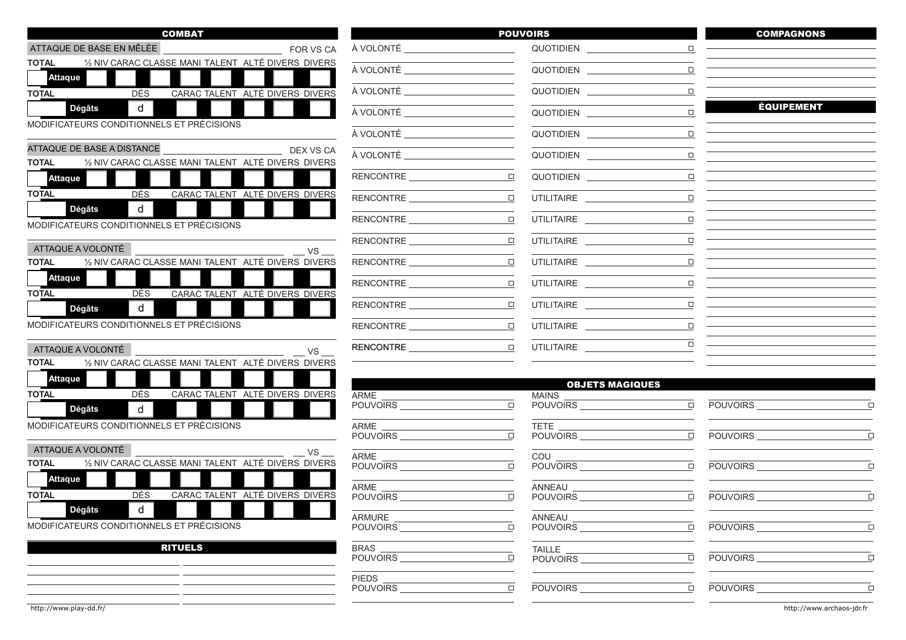## COMBAT

ATTAQUE DE BASE EN MÊLÉE ____ FOR VS CA

| TOTAL | ½ NIV | CARAC | CLASSE | MANI | TALENT | ALTÉ | DIVERS | DIVERS |
|---|---|---|---|---|---|---|---|---|
| Attaque | | | | | | | | |

| TOTAL | DÉS | CARAC | TALENT | ALTÉ | DIVERS | DIVERS |
|---|---|---|---|---|---|---|
| Dégâts | d | | | | | |

MODIFICATEURS CONDITIONNELS ET PRÉCISIONS

ATTAQUE DE BASE A DISTANCE ____ DEX VS CA

| TOTAL | ½ NIV | CARAC | CLASSE | MANI | TALENT | ALTÉ | DIVERS | DIVERS |
|---|---|---|---|---|---|---|---|---|
| Attaque | | | | | | | | |

| TOTAL | DÉS | CARAC | TALENT | ALTÉ | DIVERS | DIVERS |
|---|---|---|---|---|---|---|
| Dégâts | d | | | | | |

MODIFICATEURS CONDITIONNELS ET PRÉCISIONS

ATTAQUE A VOLONTÉ ____ __ VS __

| TOTAL | ½ NIV | CARAC | CLASSE | MANI | TALENT | ALTÉ | DIVERS | DIVERS |
|---|---|---|---|---|---|---|---|---|
| Attaque | | | | | | | | |

| TOTAL | DÉS | CARAC | TALENT | ALTÉ | DIVERS | DIVERS |
|---|---|---|---|---|---|---|
| Dégâts | d | | | | | |

MODIFICATEURS CONDITIONNELS ET PRÉCISIONS

ATTAQUE A VOLONTÉ ____ __ VS __

| TOTAL | ½ NIV | CARAC | CLASSE | MANI | TALENT | ALTÉ | DIVERS | DIVERS |
|---|---|---|---|---|---|---|---|---|
| Attaque | | | | | | | | |

| TOTAL | DÉS | CARAC | TALENT | ALTÉ | DIVERS | DIVERS |
|---|---|---|---|---|---|---|
| Dégâts | d | | | | | |

MODIFICATEURS CONDITIONNELS ET PRÉCISIONS

ATTAQUE A VOLONTÉ ____ __ VS __

| TOTAL | ½ NIV | CARAC | CLASSE | MANI | TALENT | ALTÉ | DIVERS | DIVERS |
|---|---|---|---|---|---|---|---|---|
| Attaque | | | | | | | | |

| TOTAL | DÉS | CARAC | TALENT | ALTÉ | DIVERS | DIVERS |
|---|---|---|---|---|---|---|
| Dégâts | d | | | | | |

MODIFICATEURS CONDITIONNELS ET PRÉCISIONS

## RITUELS

____

## POUVOIRS

À VOLONTÉ ____
À VOLONTÉ ____
À VOLONTÉ ____
À VOLONTÉ ____
À VOLONTÉ ____
À VOLONTÉ ____
RENCONTRE ____ ☐
RENCONTRE ____ ☐
RENCONTRE ____ ☐
RENCONTRE ____ ☐
RENCONTRE ____ ☐
RENCONTRE ____ ☐
RENCONTRE ____ ☐
RENCONTRE ____ ☐
RENCONTRE ____ ☐

QUOTIDIEN ____ ☐
QUOTIDIEN ____ ☐
QUOTIDIEN ____ ☐
QUOTIDIEN ____ ☐
QUOTIDIEN ____ ☐
QUOTIDIEN ____ ☐
QUOTIDIEN ____ ☐
UTILITAIRE ____ ☐
UTILITAIRE ____ ☐
UTILITAIRE ____ ☐
UTILITAIRE ____ ☐
UTILITAIRE ____ ☐
UTILITAIRE ____ ☐
UTILITAIRE ____ ☐
UTILITAIRE ____ ☐

## COMPAGNONS

____

## ÉQUIPEMENT

____

## OBJETS MAGIQUES

ARME
POUVOIRS ____ ☐

ARME
POUVOIRS ____ ☐

ARME
POUVOIRS ____ ☐

ARME
POUVOIRS ____ ☐

ARMURE
POUVOIRS ____ ☐

BRAS
POUVOIRS ____ ☐

PIEDS
POUVOIRS ____ ☐

MAINS
POUVOIRS ____ ☐

TETE
POUVOIRS ____ ☐

COU
POUVOIRS ____ ☐

ANNEAU
POUVOIRS ____ ☐

ANNEAU
POUVOIRS ____ ☐

TAILLE
POUVOIRS ____ ☐

POUVOIRS ____ ☐

POUVOIRS ____ ☐
POUVOIRS ____ ☐
POUVOIRS ____ ☐
POUVOIRS ____ ☐
POUVOIRS ____ ☐
POUVOIRS ____ ☐
POUVOIRS ____ ☐

http://www.play-dd.fr/

http://www.archaos-jdr.fr